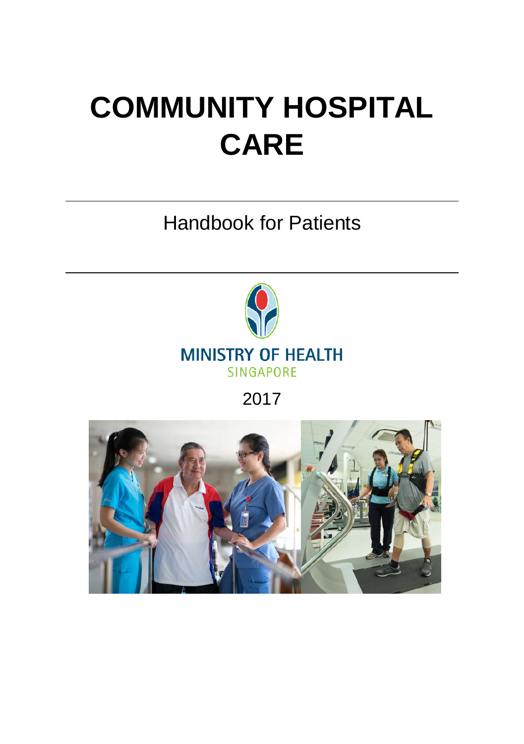# COMMUNITY HOSPITAL CARE

Handbook for Patients

MINISTRY OF HEALTH
SINGAPORE

2017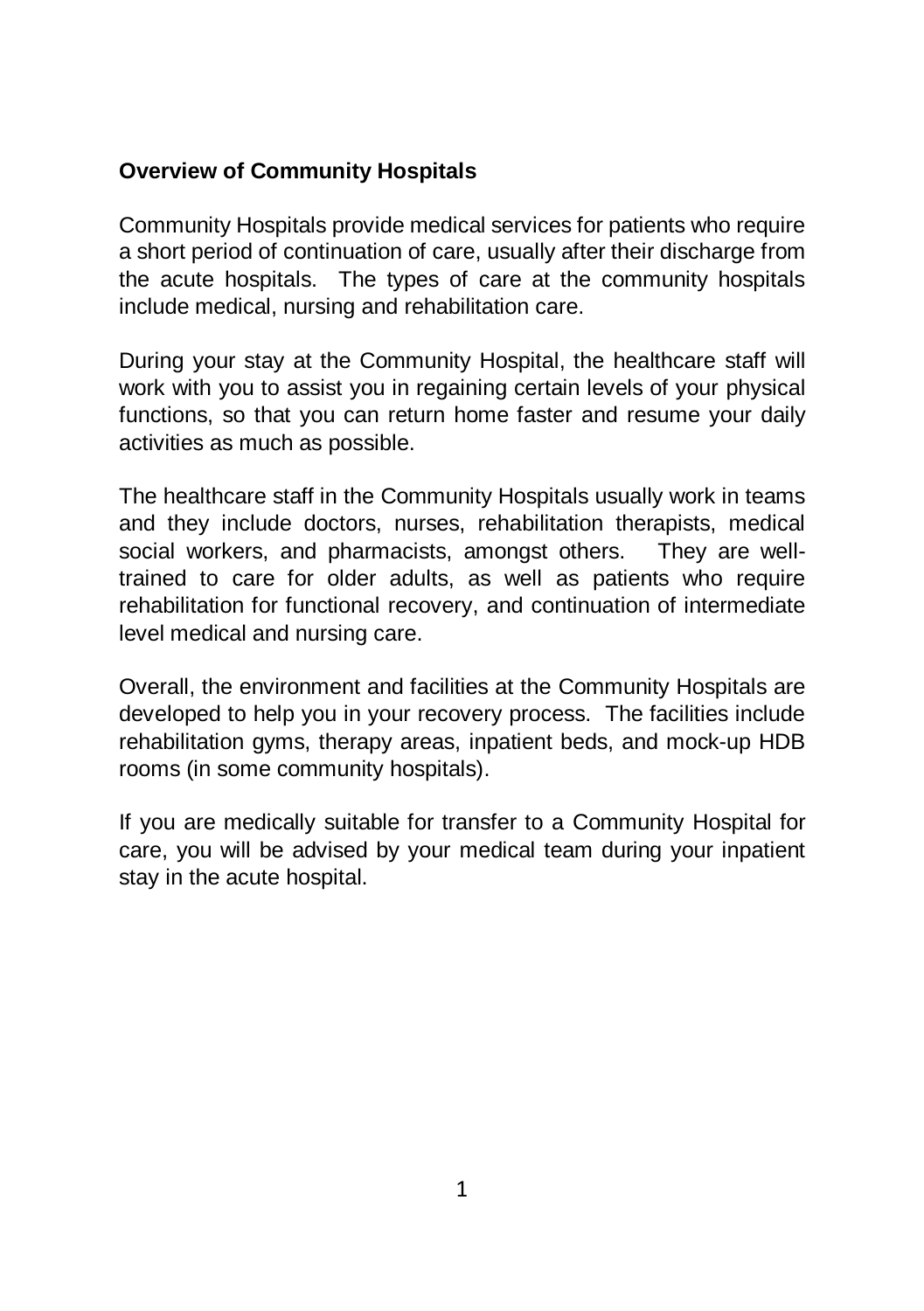## Overview of Community Hospitals

Community Hospitals provide medical services for patients who require a short period of continuation of care, usually after their discharge from the acute hospitals. The types of care at the community hospitals include medical, nursing and rehabilitation care.

During your stay at the Community Hospital, the healthcare staff will work with you to assist you in regaining certain levels of your physical functions, so that you can return home faster and resume your daily activities as much as possible.

The healthcare staff in the Community Hospitals usually work in teams and they include doctors, nurses, rehabilitation therapists, medical social workers, and pharmacists, amongst others. They are well-trained to care for older adults, as well as patients who require rehabilitation for functional recovery, and continuation of intermediate level medical and nursing care.

Overall, the environment and facilities at the Community Hospitals are developed to help you in your recovery process. The facilities include rehabilitation gyms, therapy areas, inpatient beds, and mock-up HDB rooms (in some community hospitals).

If you are medically suitable for transfer to a Community Hospital for care, you will be advised by your medical team during your inpatient stay in the acute hospital.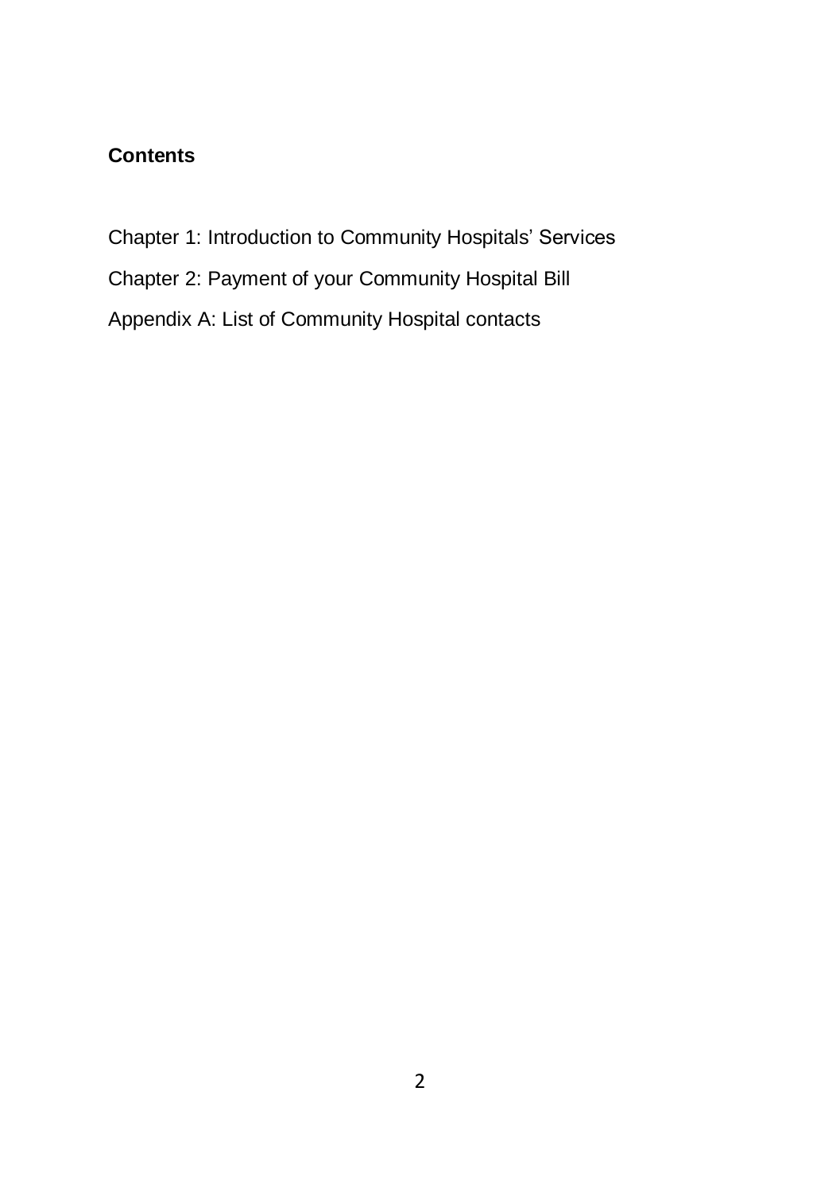**Contents**

Chapter 1: Introduction to Community Hospitals' Services

Chapter 2: Payment of your Community Hospital Bill

Appendix A: List of Community Hospital contacts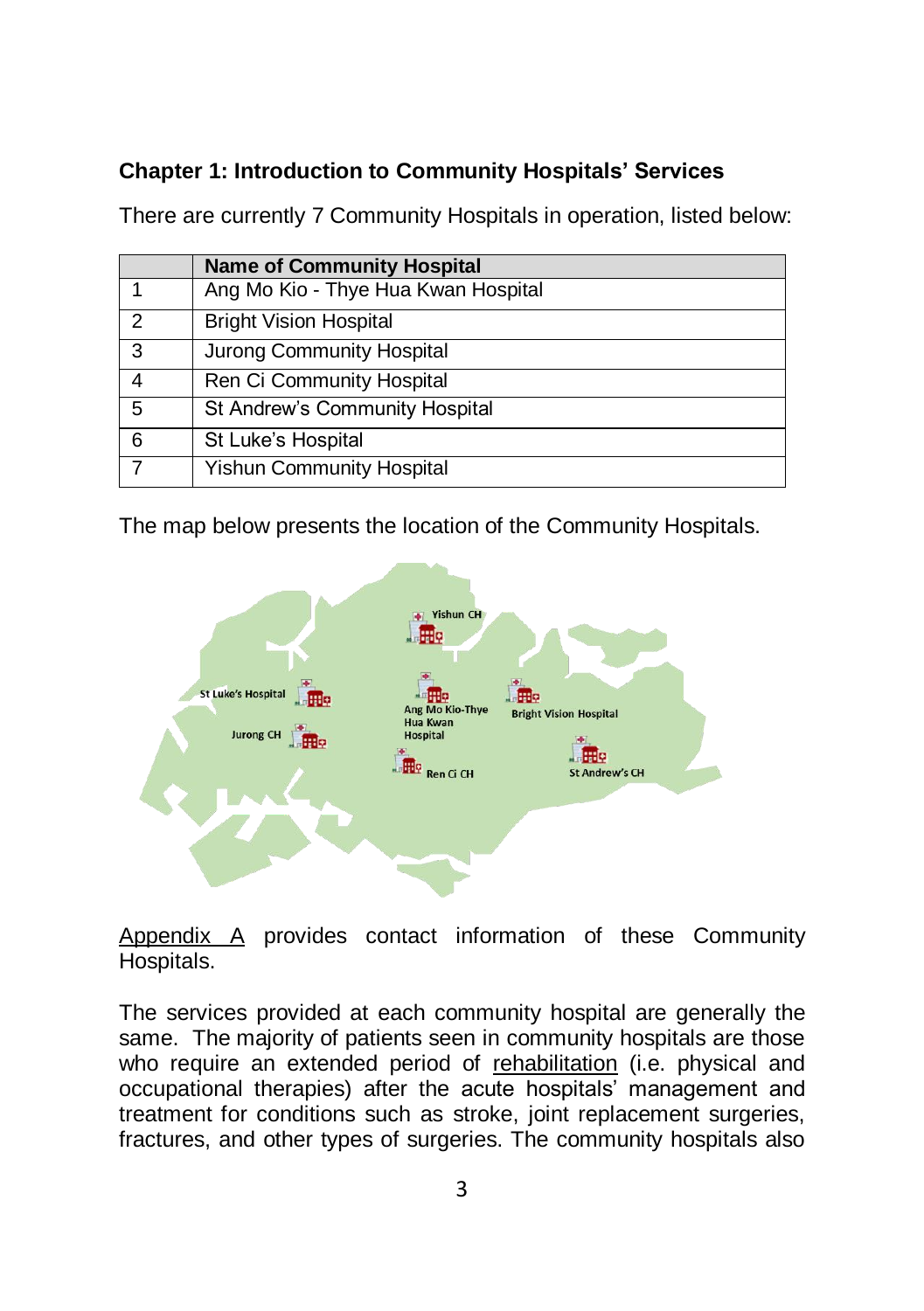## Chapter 1: Introduction to Community Hospitals' Services

There are currently 7 Community Hospitals in operation, listed below:

| | Name of Community Hospital |
|---|---|
| 1 | Ang Mo Kio - Thye Hua Kwan Hospital |
| 2 | Bright Vision Hospital |
| 3 | Jurong Community Hospital |
| 4 | Ren Ci Community Hospital |
| 5 | St Andrew's Community Hospital |
| 6 | St Luke's Hospital |
| 7 | Yishun Community Hospital |

The map below presents the location of the Community Hospitals.

Appendix A provides contact information of these Community Hospitals.

The services provided at each community hospital are generally the same. The majority of patients seen in community hospitals are those who require an extended period of rehabilitation (i.e. physical and occupational therapies) after the acute hospitals' management and treatment for conditions such as stroke, joint replacement surgeries, fractures, and other types of surgeries. The community hospitals also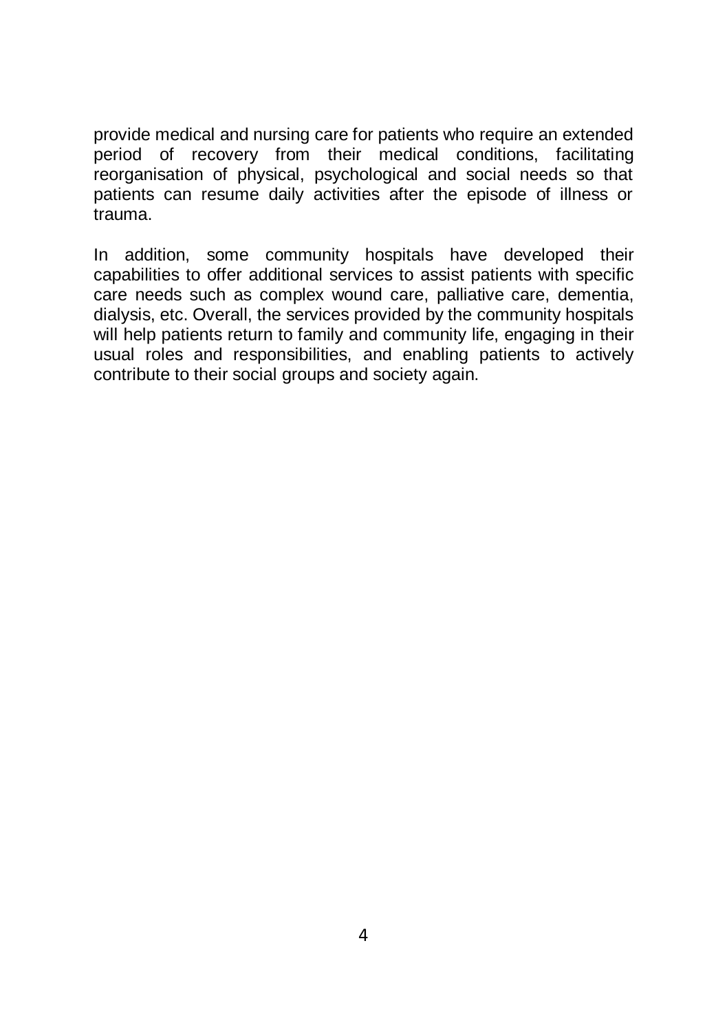provide medical and nursing care for patients who require an extended period of recovery from their medical conditions, facilitating reorganisation of physical, psychological and social needs so that patients can resume daily activities after the episode of illness or trauma.

In addition, some community hospitals have developed their capabilities to offer additional services to assist patients with specific care needs such as complex wound care, palliative care, dementia, dialysis, etc. Overall, the services provided by the community hospitals will help patients return to family and community life, engaging in their usual roles and responsibilities, and enabling patients to actively contribute to their social groups and society again.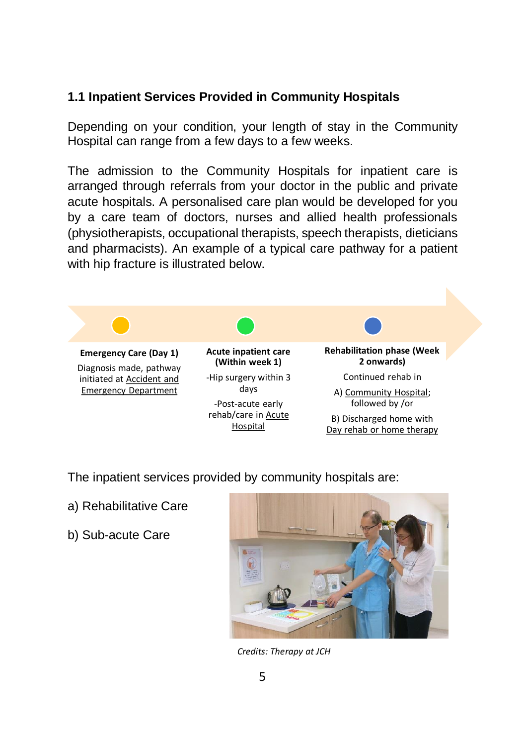### 1.1 Inpatient Services Provided in Community Hospitals

Depending on your condition, your length of stay in the Community Hospital can range from a few days to a few weeks.

The admission to the Community Hospitals for inpatient care is arranged through referrals from your doctor in the public and private acute hospitals. A personalised care plan would be developed for you by a care team of doctors, nurses and allied health professionals (physiotherapists, occupational therapists, speech therapists, dieticians and pharmacists). An example of a typical care pathway for a patient with hip fracture is illustrated below.

**Emergency Care (Day 1)**

Diagnosis made, pathway initiated at Accident and Emergency Department

**Acute inpatient care (Within week 1)**

-Hip surgery within 3 days

-Post-acute early rehab/care in Acute Hospital

**Rehabilitation phase (Week 2 onwards)**

Continued rehab in

A) Community Hospital; followed by /or

B) Discharged home with Day rehab or home therapy

The inpatient services provided by community hospitals are:

a) Rehabilitative Care

b) Sub-acute Care

*Credits: Therapy at JCH*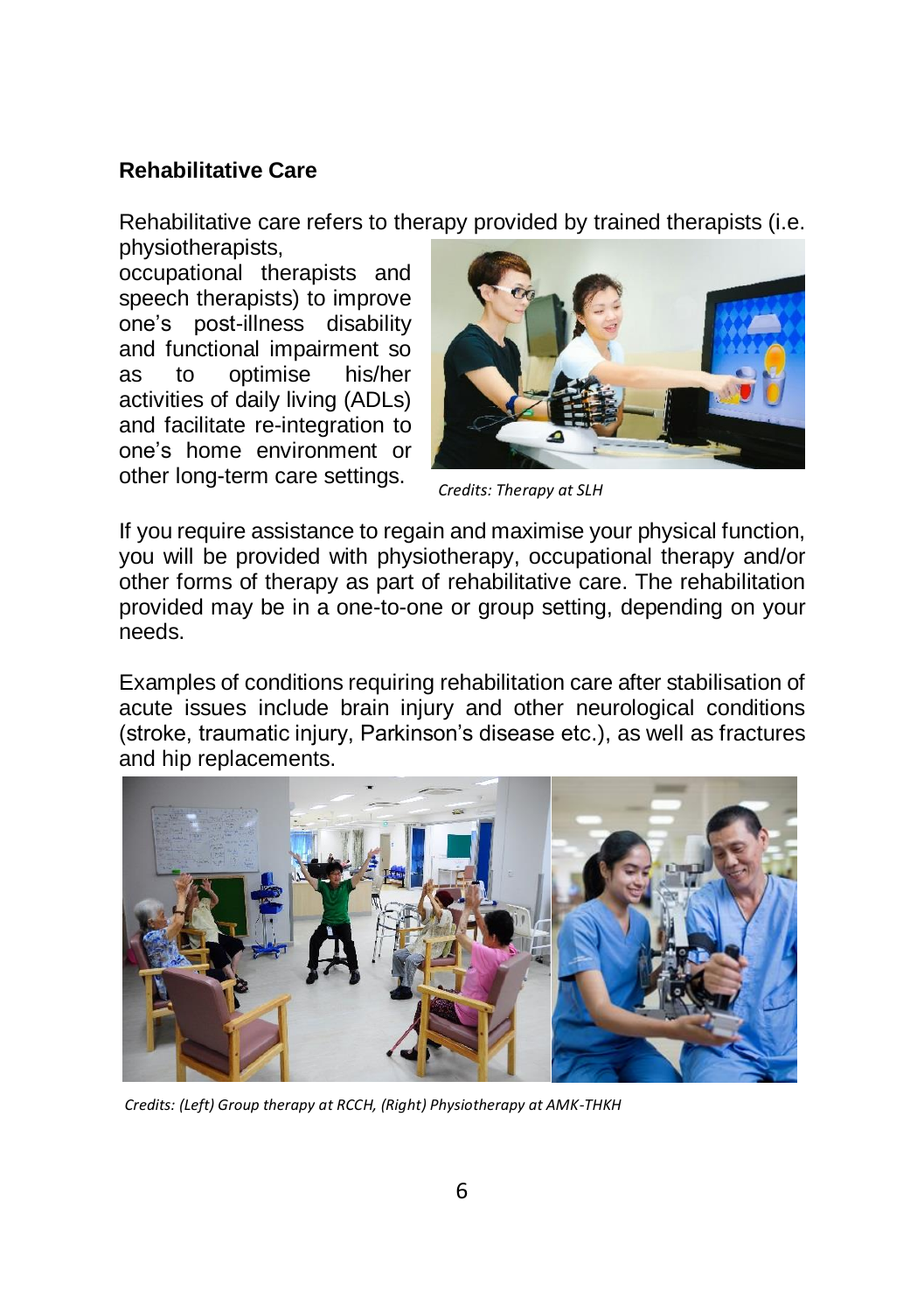## Rehabilitative Care

Rehabilitative care refers to therapy provided by trained therapists (i.e. physiotherapists, occupational therapists and speech therapists) to improve one's post-illness disability and functional impairment so as to optimise his/her activities of daily living (ADLs) and facilitate re-integration to one's home environment or other long-term care settings.

*Credits: Therapy at SLH*

If you require assistance to regain and maximise your physical function, you will be provided with physiotherapy, occupational therapy and/or other forms of therapy as part of rehabilitative care. The rehabilitation provided may be in a one-to-one or group setting, depending on your needs.

Examples of conditions requiring rehabilitation care after stabilisation of acute issues include brain injury and other neurological conditions (stroke, traumatic injury, Parkinson's disease etc.), as well as fractures and hip replacements.

*Credits: (Left) Group therapy at RCCH, (Right) Physiotherapy at AMK-THKH*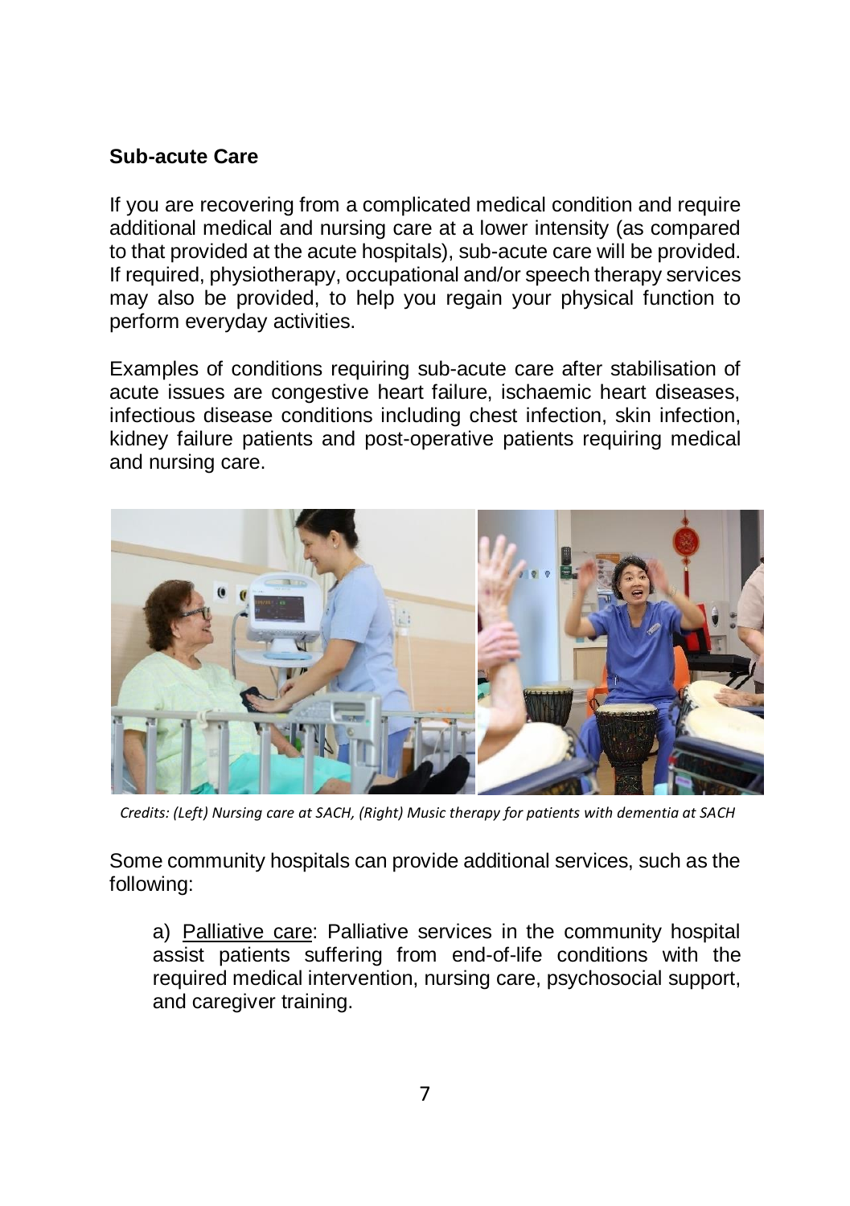### **Sub-acute Care**

If you are recovering from a complicated medical condition and require additional medical and nursing care at a lower intensity (as compared to that provided at the acute hospitals), sub-acute care will be provided. If required, physiotherapy, occupational and/or speech therapy services may also be provided, to help you regain your physical function to perform everyday activities.

Examples of conditions requiring sub-acute care after stabilisation of acute issues are congestive heart failure, ischaemic heart diseases, infectious disease conditions including chest infection, skin infection, kidney failure patients and post-operative patients requiring medical and nursing care.

*Credits: (Left) Nursing care at SACH, (Right) Music therapy for patients with dementia at SACH*

Some community hospitals can provide additional services, such as the following:

a) Palliative care: Palliative services in the community hospital assist patients suffering from end-of-life conditions with the required medical intervention, nursing care, psychosocial support, and caregiver training.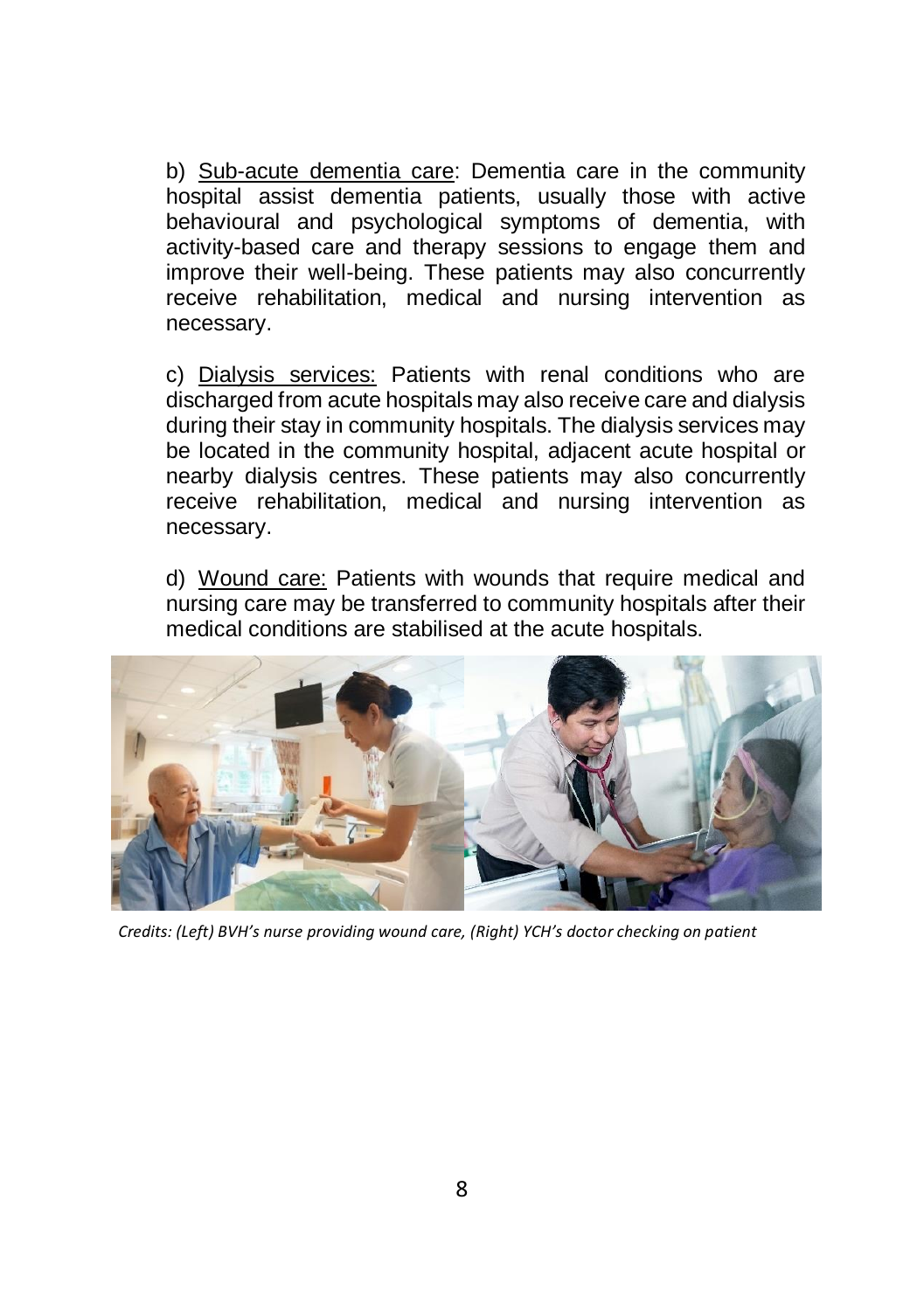b) Sub-acute dementia care: Dementia care in the community hospital assist dementia patients, usually those with active behavioural and psychological symptoms of dementia, with activity-based care and therapy sessions to engage them and improve their well-being. These patients may also concurrently receive rehabilitation, medical and nursing intervention as necessary.

c) Dialysis services: Patients with renal conditions who are discharged from acute hospitals may also receive care and dialysis during their stay in community hospitals. The dialysis services may be located in the community hospital, adjacent acute hospital or nearby dialysis centres. These patients may also concurrently receive rehabilitation, medical and nursing intervention as necessary.

d) Wound care: Patients with wounds that require medical and nursing care may be transferred to community hospitals after their medical conditions are stabilised at the acute hospitals.

*Credits: (Left) BVH's nurse providing wound care, (Right) YCH's doctor checking on patient*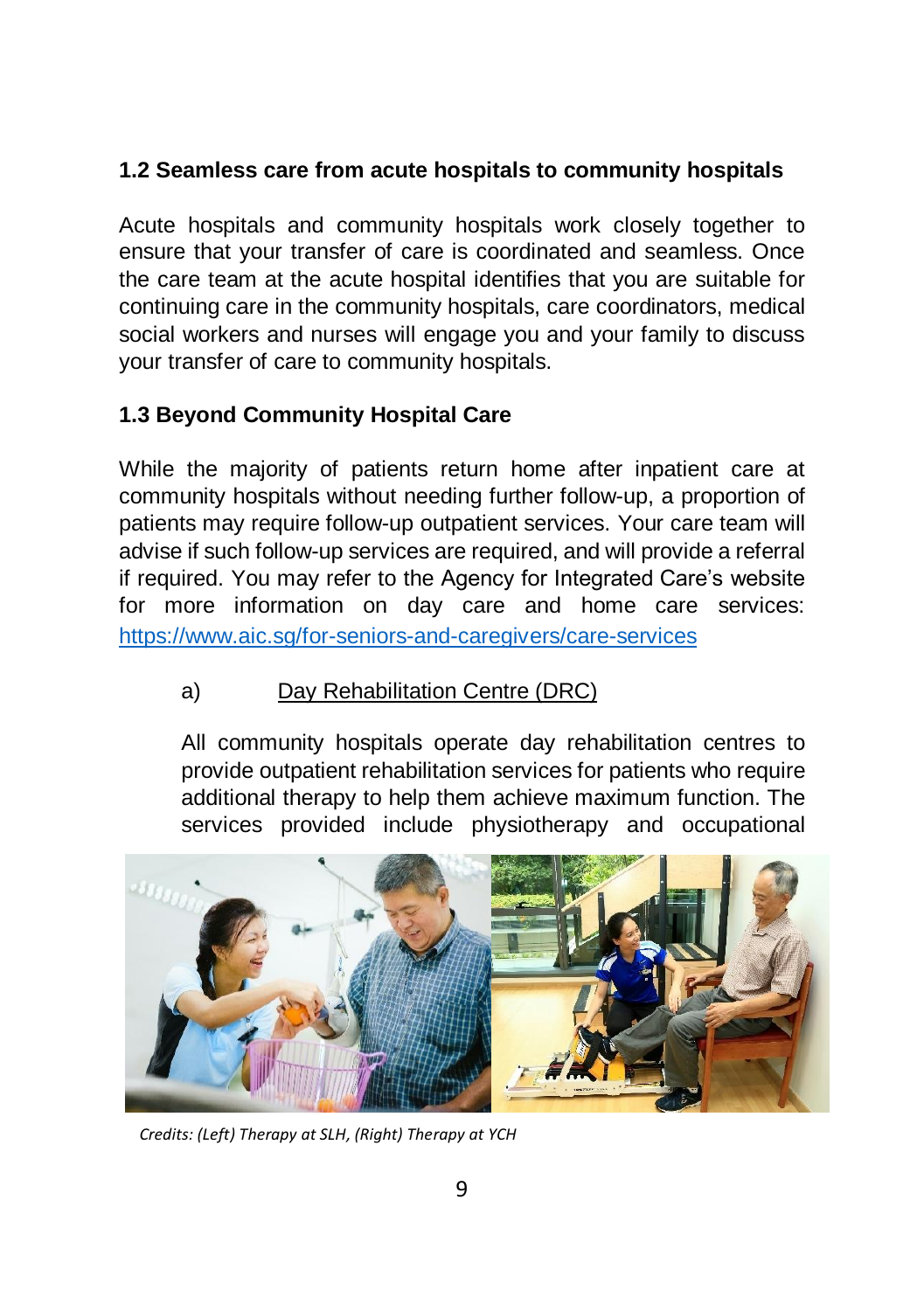### 1.2 Seamless care from acute hospitals to community hospitals

Acute hospitals and community hospitals work closely together to ensure that your transfer of care is coordinated and seamless. Once the care team at the acute hospital identifies that you are suitable for continuing care in the community hospitals, care coordinators, medical social workers and nurses will engage you and your family to discuss your transfer of care to community hospitals.

### 1.3 Beyond Community Hospital Care

While the majority of patients return home after inpatient care at community hospitals without needing further follow-up, a proportion of patients may require follow-up outpatient services. Your care team will advise if such follow-up services are required, and will provide a referral if required. You may refer to the Agency for Integrated Care's website for more information on day care and home care services: [https://www.aic.sg/for-seniors-and-caregivers/care-services](https://www.aic.sg/for-seniors-and-caregivers/care-services)

a) Day Rehabilitation Centre (DRC)

All community hospitals operate day rehabilitation centres to provide outpatient rehabilitation services for patients who require additional therapy to help them achieve maximum function. The services provided include physiotherapy and occupational

*Credits: (Left) Therapy at SLH, (Right) Therapy at YCH*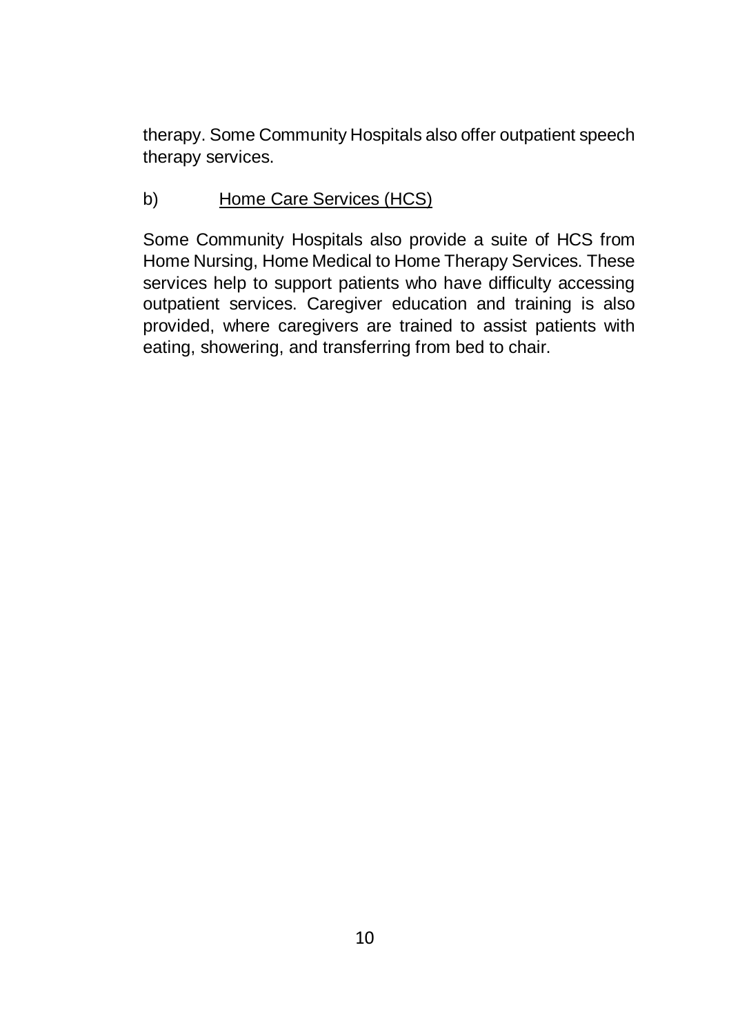therapy. Some Community Hospitals also offer outpatient speech therapy services.

b) Home Care Services (HCS)

Some Community Hospitals also provide a suite of HCS from Home Nursing, Home Medical to Home Therapy Services. These services help to support patients who have difficulty accessing outpatient services. Caregiver education and training is also provided, where caregivers are trained to assist patients with eating, showering, and transferring from bed to chair.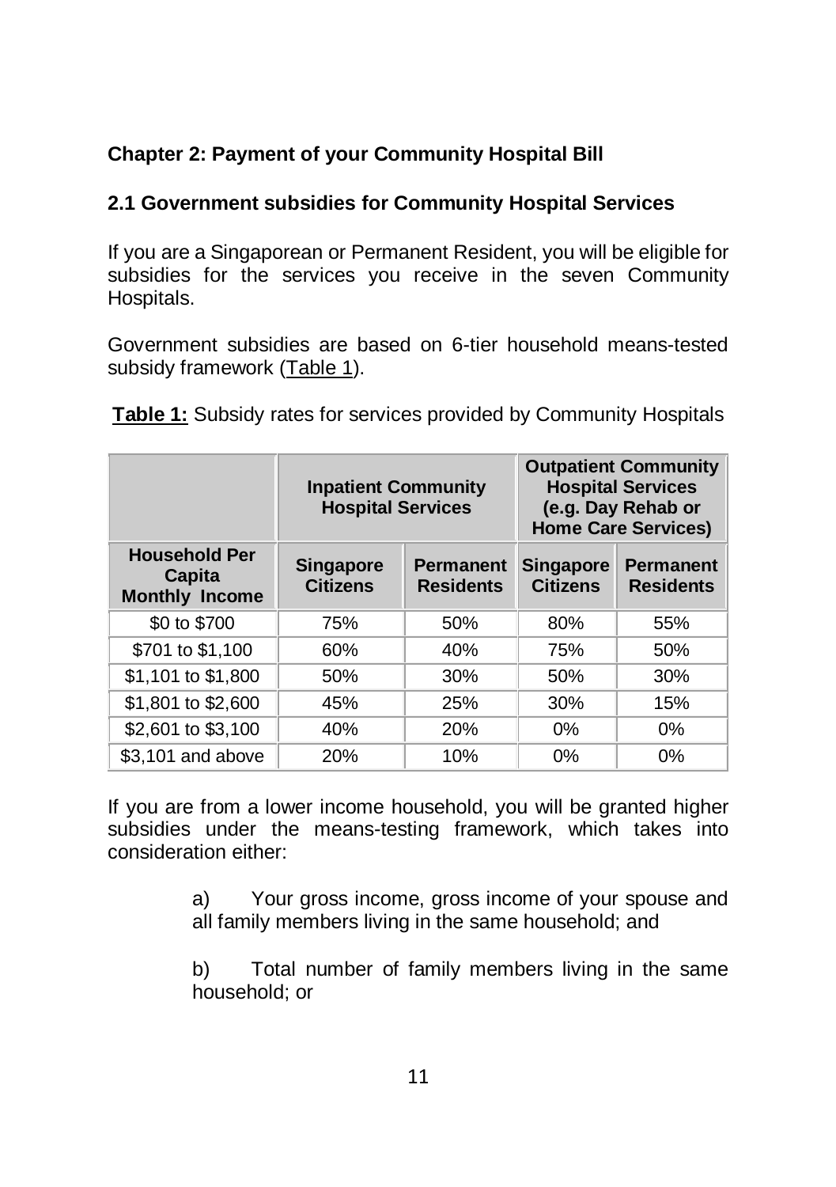## Chapter 2: Payment of your Community Hospital Bill

### 2.1 Government subsidies for Community Hospital Services

If you are a Singaporean or Permanent Resident, you will be eligible for subsidies for the services you receive in the seven Community Hospitals.

Government subsidies are based on 6-tier household means-tested subsidy framework (Table 1).

**Table 1:** Subsidy rates for services provided by Community Hospitals

| | Inpatient Community Hospital Services | | Outpatient Community Hospital Services (e.g. Day Rehab or Home Care Services) | |
|---|---|---|---|---|
| **Household Per Capita Monthly Income** | **Singapore Citizens** | **Permanent Residents** | **Singapore Citizens** | **Permanent Residents** |
| $0 to $700 | 75% | 50% | 80% | 55% |
| $701 to $1,100 | 60% | 40% | 75% | 50% |
| $1,101 to $1,800 | 50% | 30% | 50% | 30% |
| $1,801 to $2,600 | 45% | 25% | 30% | 15% |
| $2,601 to $3,100 | 40% | 20% | 0% | 0% |
| $3,101 and above | 20% | 10% | 0% | 0% |

If you are from a lower income household, you will be granted higher subsidies under the means-testing framework, which takes into consideration either:

a) Your gross income, gross income of your spouse and all family members living in the same household; and

b) Total number of family members living in the same household; or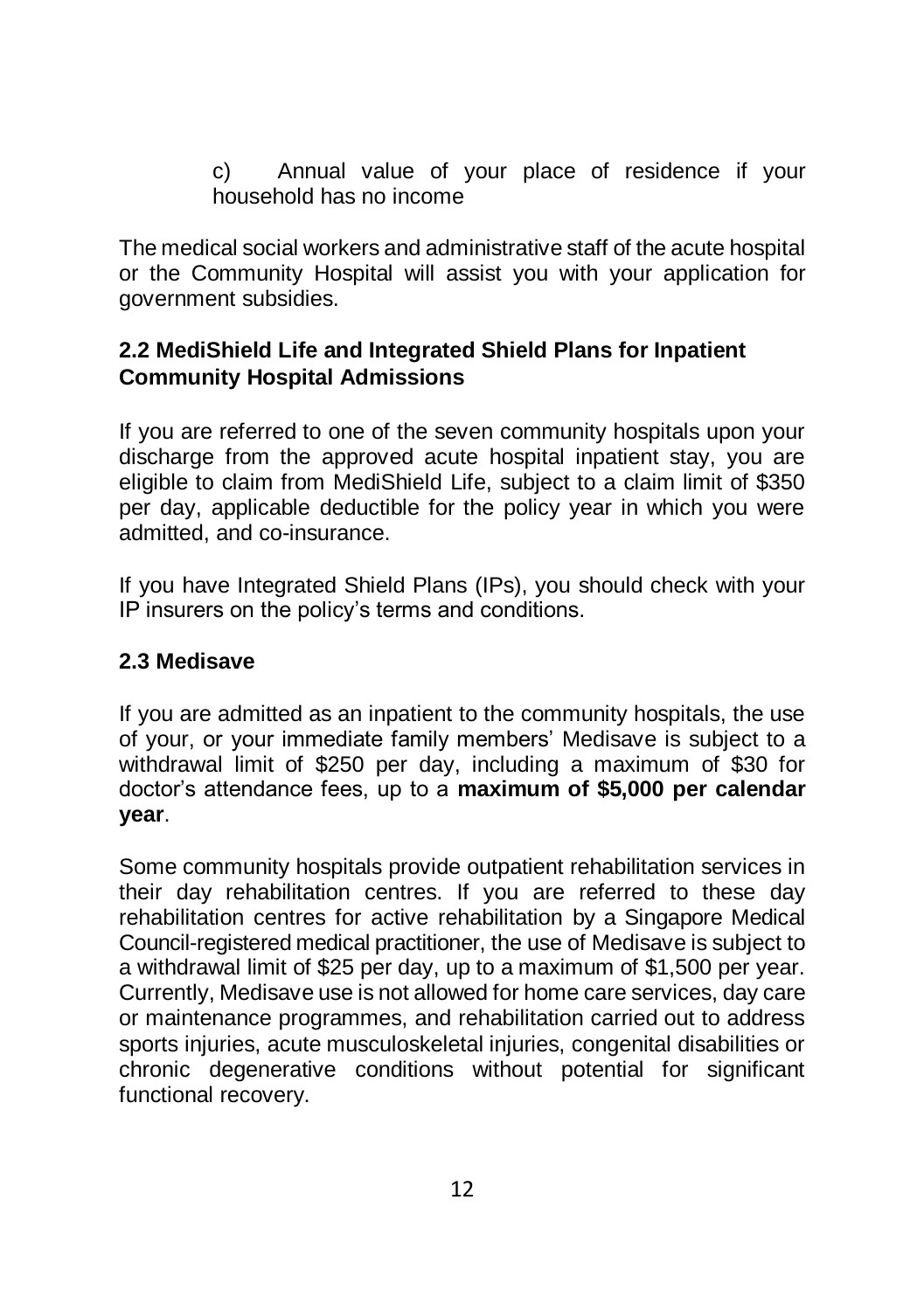c) Annual value of your place of residence if your household has no income

The medical social workers and administrative staff of the acute hospital or the Community Hospital will assist you with your application for government subsidies.

### 2.2 MediShield Life and Integrated Shield Plans for Inpatient Community Hospital Admissions

If you are referred to one of the seven community hospitals upon your discharge from the approved acute hospital inpatient stay, you are eligible to claim from MediShield Life, subject to a claim limit of $350 per day, applicable deductible for the policy year in which you were admitted, and co-insurance.

If you have Integrated Shield Plans (IPs), you should check with your IP insurers on the policy's terms and conditions.

### 2.3 Medisave

If you are admitted as an inpatient to the community hospitals, the use of your, or your immediate family members' Medisave is subject to a withdrawal limit of $250 per day, including a maximum of $30 for doctor's attendance fees, up to a **maximum of $5,000 per calendar year**.

Some community hospitals provide outpatient rehabilitation services in their day rehabilitation centres. If you are referred to these day rehabilitation centres for active rehabilitation by a Singapore Medical Council-registered medical practitioner, the use of Medisave is subject to a withdrawal limit of $25 per day, up to a maximum of $1,500 per year. Currently, Medisave use is not allowed for home care services, day care or maintenance programmes, and rehabilitation carried out to address sports injuries, acute musculoskeletal injuries, congenital disabilities or chronic degenerative conditions without potential for significant functional recovery.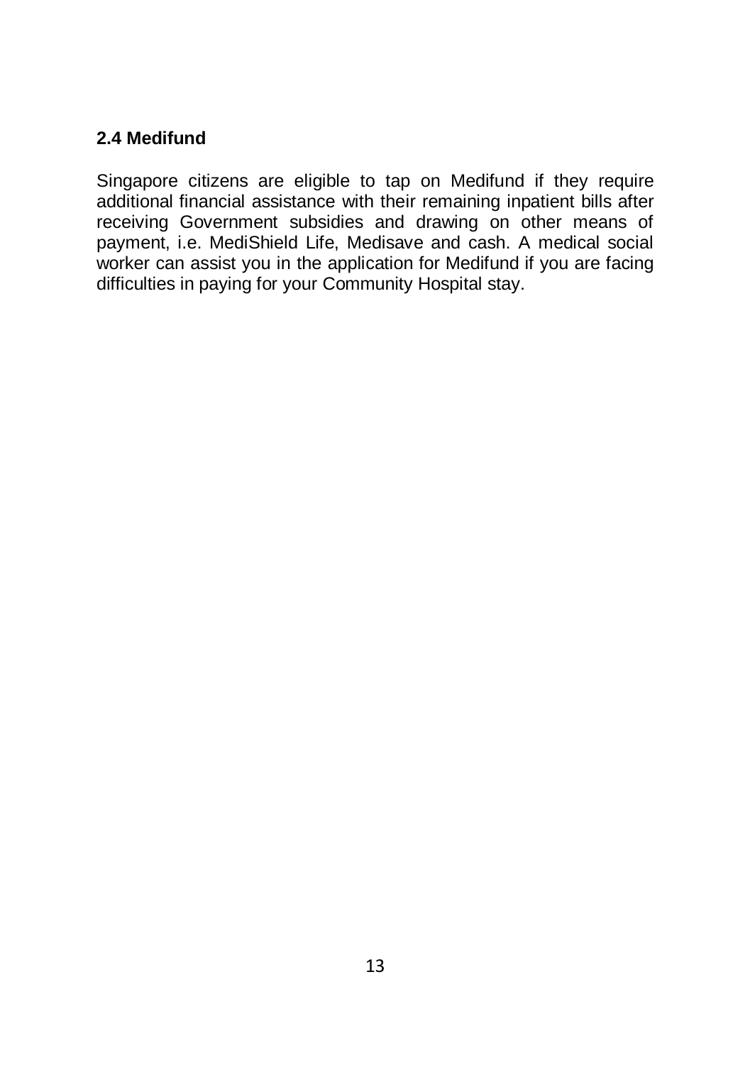### 2.4 Medifund

Singapore citizens are eligible to tap on Medifund if they require additional financial assistance with their remaining inpatient bills after receiving Government subsidies and drawing on other means of payment, i.e. MediShield Life, Medisave and cash. A medical social worker can assist you in the application for Medifund if you are facing difficulties in paying for your Community Hospital stay.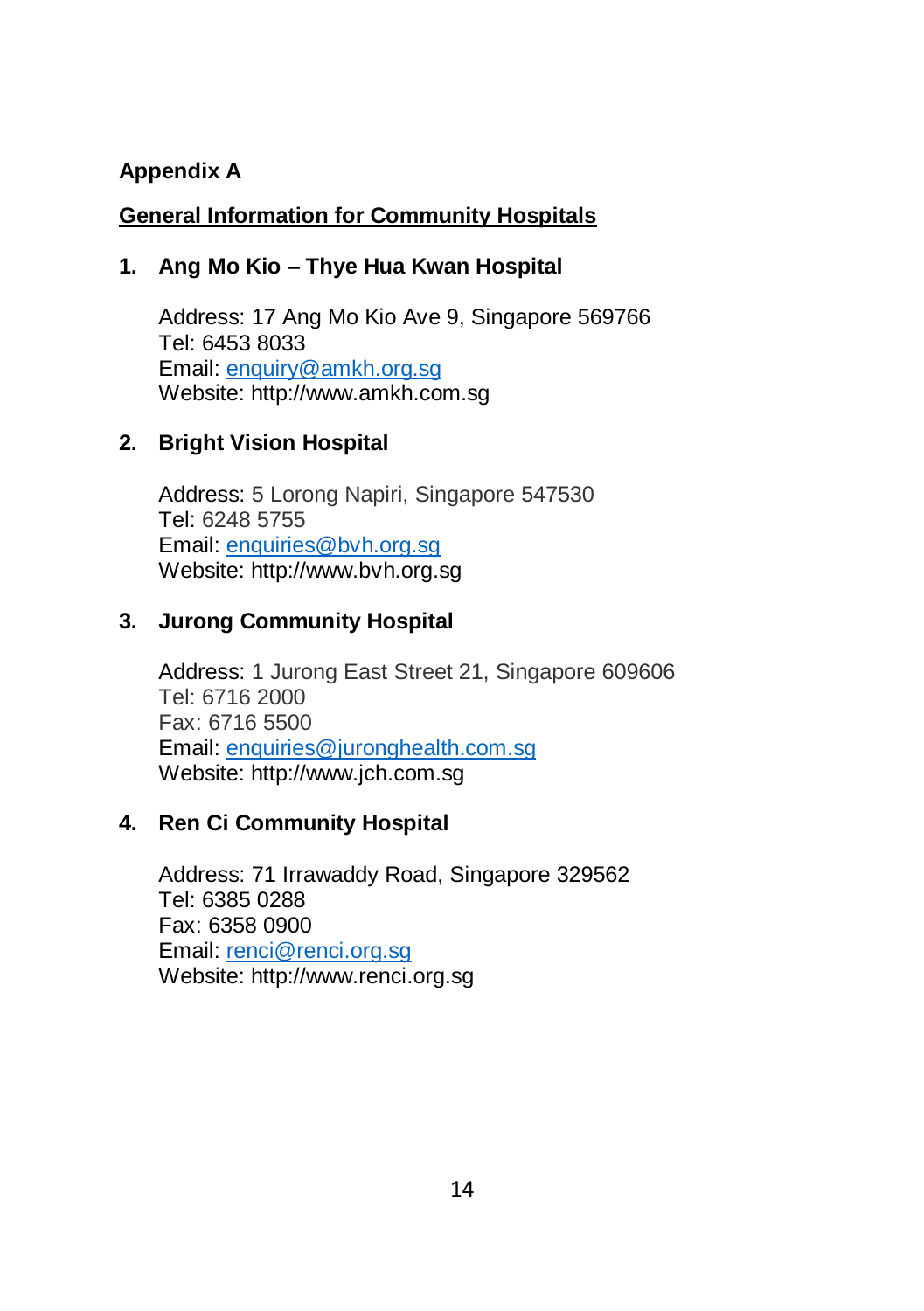## Appendix A

### <u>General Information for Community Hospitals</u>

### 1. Ang Mo Kio – Thye Hua Kwan Hospital

Address: 17 Ang Mo Kio Ave 9, Singapore 569766
Tel: 6453 8033
Email: enquiry@amkh.org.sg
Website: http://www.amkh.com.sg

### 2. Bright Vision Hospital

Address: 5 Lorong Napiri, Singapore 547530
Tel: 6248 5755
Email: enquiries@bvh.org.sg
Website: http://www.bvh.org.sg

### 3. Jurong Community Hospital

Address: 1 Jurong East Street 21, Singapore 609606
Tel: 6716 2000
Fax: 6716 5500
Email: enquiries@juronghealth.com.sg
Website: http://www.jch.com.sg

### 4. Ren Ci Community Hospital

Address: 71 Irrawaddy Road, Singapore 329562
Tel: 6385 0288
Fax: 6358 0900
Email: renci@renci.org.sg
Website: http://www.renci.org.sg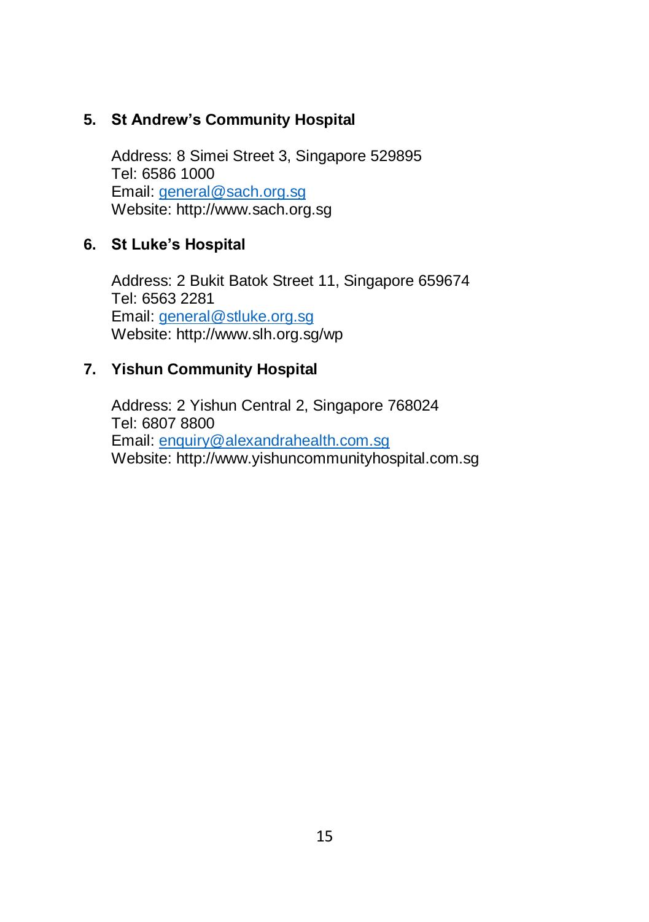5. **St Andrew's Community Hospital**

   Address: 8 Simei Street 3, Singapore 529895
   Tel: 6586 1000
   Email: general@sach.org.sg
   Website: http://www.sach.org.sg

6. **St Luke's Hospital**

   Address: 2 Bukit Batok Street 11, Singapore 659674
   Tel: 6563 2281
   Email: general@stluke.org.sg
   Website: http://www.slh.org.sg/wp

7. **Yishun Community Hospital**

   Address: 2 Yishun Central 2, Singapore 768024
   Tel: 6807 8800
   Email: enquiry@alexandrahealth.com.sg
   Website: http://www.yishuncommunityhospital.com.sg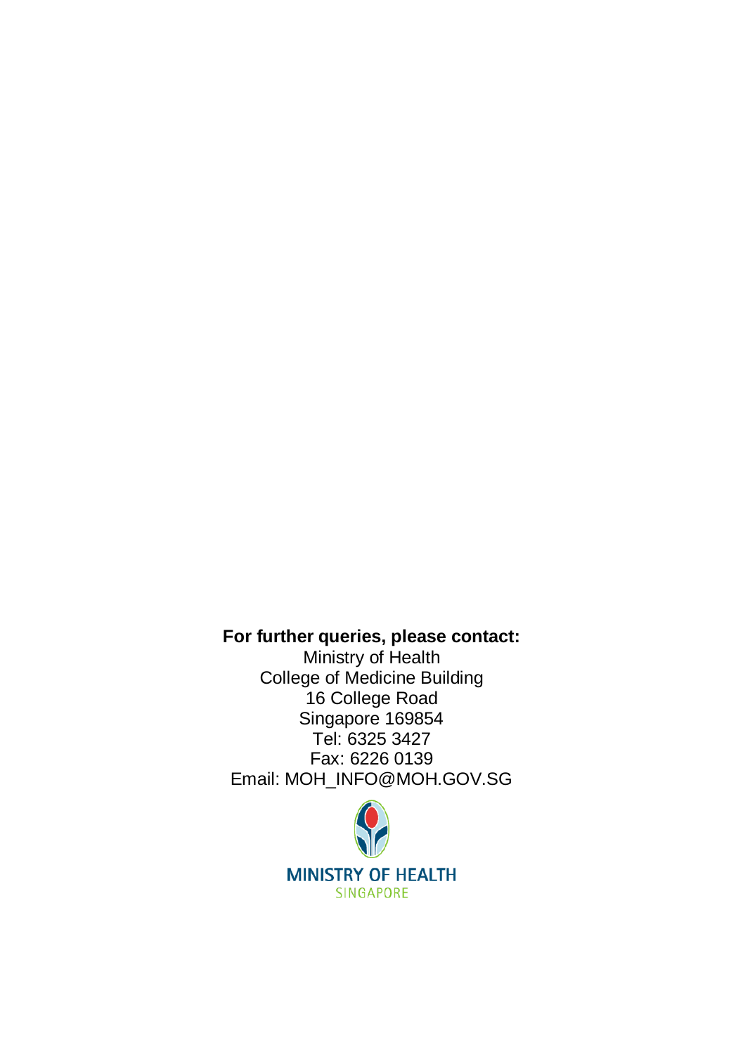**For further queries, please contact:**

Ministry of Health
College of Medicine Building
16 College Road
Singapore 169854
Tel: 6325 3427
Fax: 6226 0139
Email: MOH_INFO@MOH.GOV.SG

MINISTRY OF HEALTH
SINGAPORE